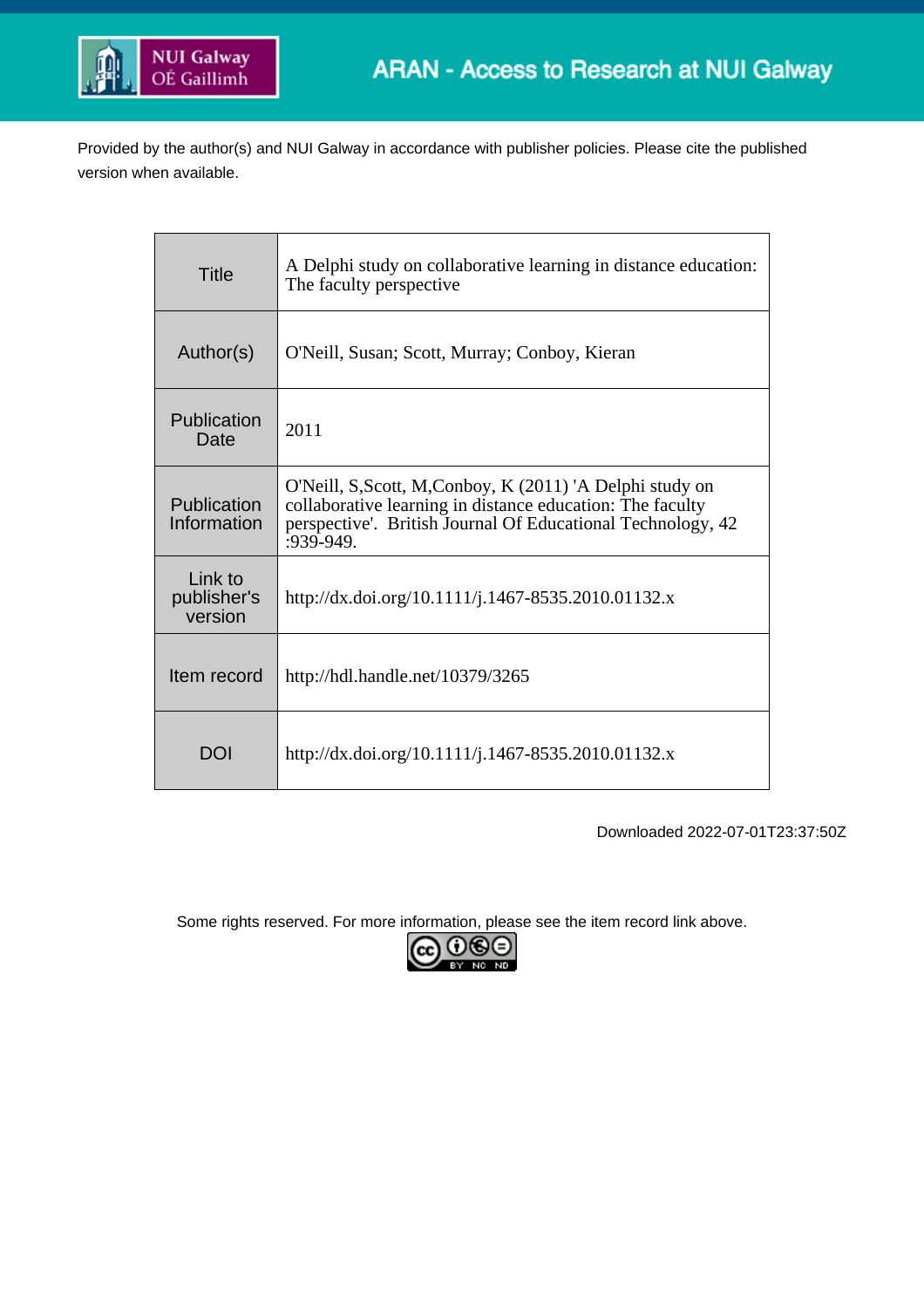ARAN - Access to Research at NUI Galway

Provided by the author(s) and NUI Galway in accordance with publisher policies. Please cite the published version when available.

| Title | A Delphi study on collaborative learning in distance education: The faculty perspective |
|---|---|
| Author(s) | O'Neill, Susan; Scott, Murray; Conboy, Kieran |
| Publication Date | 2011 |
| Publication Information | O'Neill, S,Scott, M,Conboy, K (2011) 'A Delphi study on collaborative learning in distance education: The faculty perspective'. British Journal Of Educational Technology, 42 :939-949. |
| Link to publisher's version | http://dx.doi.org/10.1111/j.1467-8535.2010.01132.x |
| Item record | http://hdl.handle.net/10379/3265 |
| DOI | http://dx.doi.org/10.1111/j.1467-8535.2010.01132.x |

Downloaded 2022-07-01T23:37:50Z

Some rights reserved. For more information, please see the item record link above.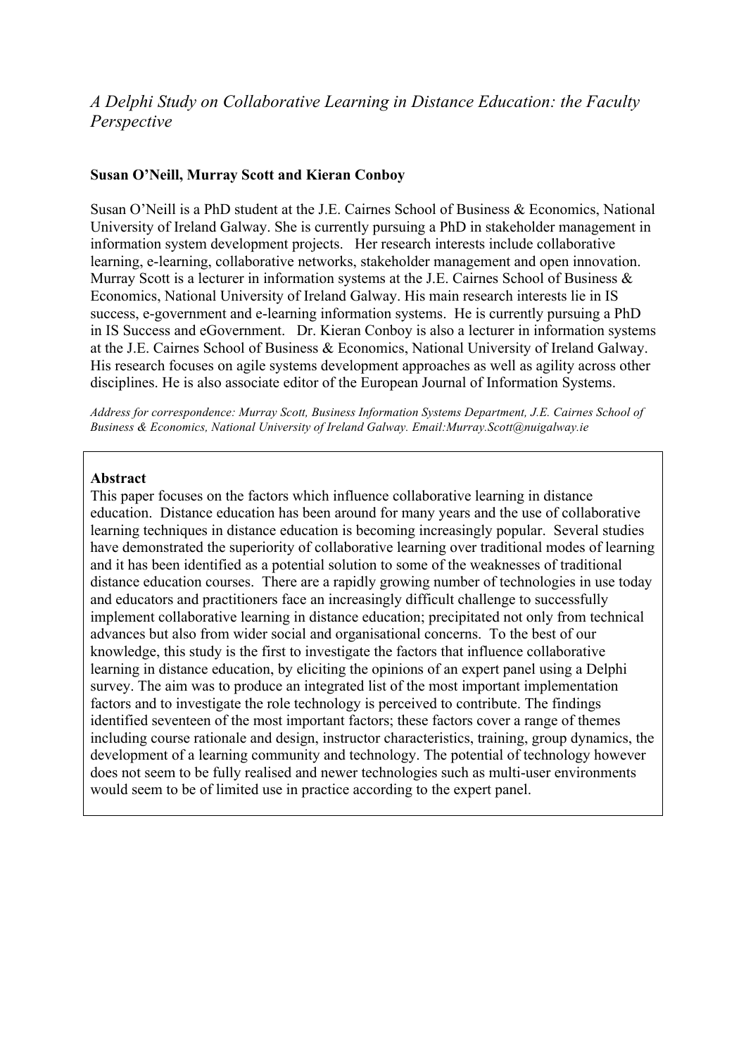*A Delphi Study on Collaborative Learning in Distance Education: the Faculty Perspective*

**Susan O'Neill, Murray Scott and Kieran Conboy**

Susan O'Neill is a PhD student at the J.E. Cairnes School of Business & Economics, National University of Ireland Galway. She is currently pursuing a PhD in stakeholder management in information system development projects. Her research interests include collaborative learning, e-learning, collaborative networks, stakeholder management and open innovation. Murray Scott is a lecturer in information systems at the J.E. Cairnes School of Business & Economics, National University of Ireland Galway. His main research interests lie in IS success, e-government and e-learning information systems. He is currently pursuing a PhD in IS Success and eGovernment. Dr. Kieran Conboy is also a lecturer in information systems at the J.E. Cairnes School of Business & Economics, National University of Ireland Galway. His research focuses on agile systems development approaches as well as agility across other disciplines. He is also associate editor of the European Journal of Information Systems.

*Address for correspondence: Murray Scott, Business Information Systems Department, J.E. Cairnes School of Business & Economics, National University of Ireland Galway. Email:Murray.Scott@nuigalway.ie*

**Abstract**

This paper focuses on the factors which influence collaborative learning in distance education. Distance education has been around for many years and the use of collaborative learning techniques in distance education is becoming increasingly popular. Several studies have demonstrated the superiority of collaborative learning over traditional modes of learning and it has been identified as a potential solution to some of the weaknesses of traditional distance education courses. There are a rapidly growing number of technologies in use today and educators and practitioners face an increasingly difficult challenge to successfully implement collaborative learning in distance education; precipitated not only from technical advances but also from wider social and organisational concerns. To the best of our knowledge, this study is the first to investigate the factors that influence collaborative learning in distance education, by eliciting the opinions of an expert panel using a Delphi survey. The aim was to produce an integrated list of the most important implementation factors and to investigate the role technology is perceived to contribute. The findings identified seventeen of the most important factors; these factors cover a range of themes including course rationale and design, instructor characteristics, training, group dynamics, the development of a learning community and technology. The potential of technology however does not seem to be fully realised and newer technologies such as multi-user environments would seem to be of limited use in practice according to the expert panel.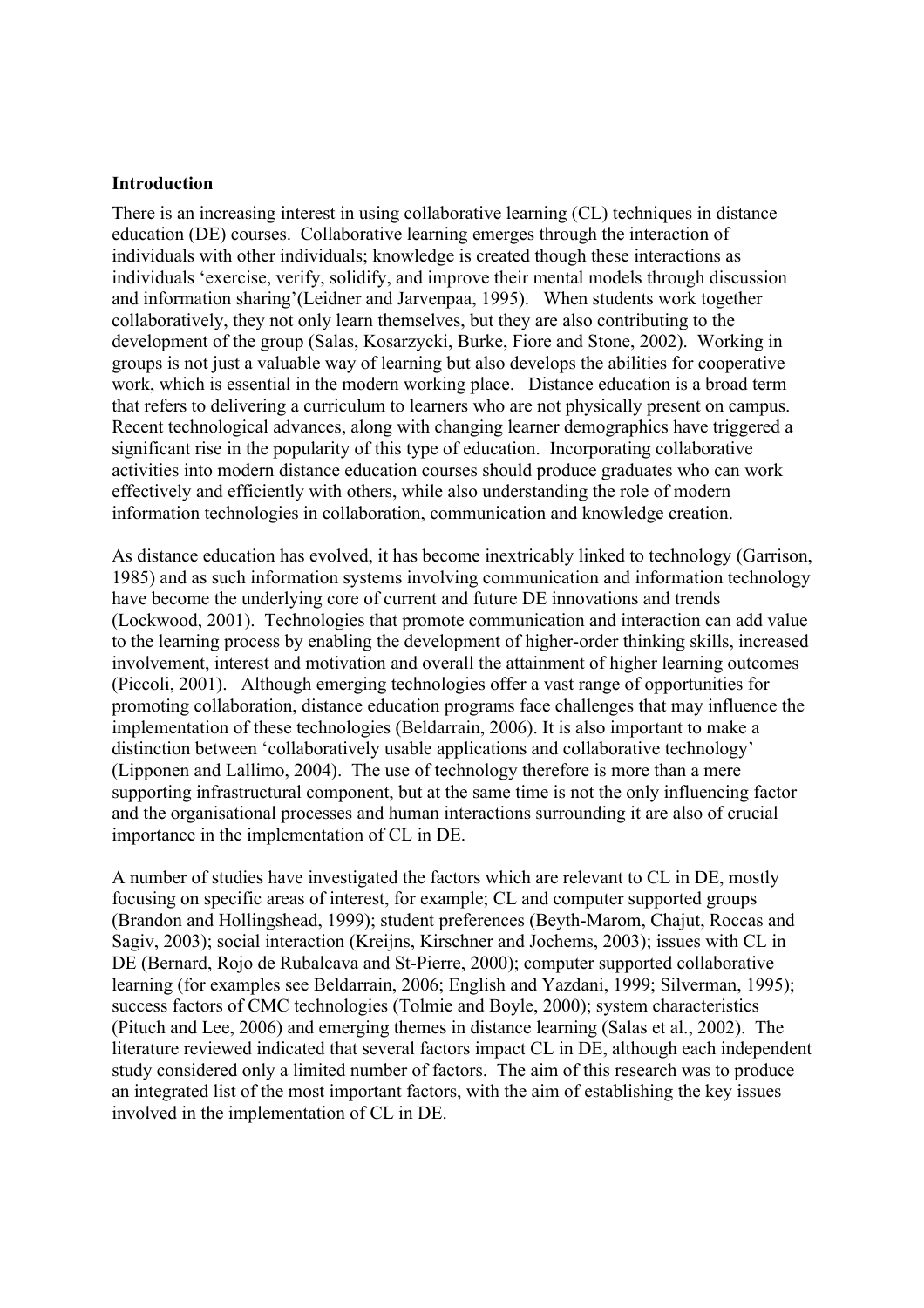**Introduction**

There is an increasing interest in using collaborative learning (CL) techniques in distance education (DE) courses. Collaborative learning emerges through the interaction of individuals with other individuals; knowledge is created though these interactions as individuals 'exercise, verify, solidify, and improve their mental models through discussion and information sharing'(Leidner and Jarvenpaa, 1995). When students work together collaboratively, they not only learn themselves, but they are also contributing to the development of the group (Salas, Kosarzycki, Burke, Fiore and Stone, 2002). Working in groups is not just a valuable way of learning but also develops the abilities for cooperative work, which is essential in the modern working place. Distance education is a broad term that refers to delivering a curriculum to learners who are not physically present on campus. Recent technological advances, along with changing learner demographics have triggered a significant rise in the popularity of this type of education. Incorporating collaborative activities into modern distance education courses should produce graduates who can work effectively and efficiently with others, while also understanding the role of modern information technologies in collaboration, communication and knowledge creation.

As distance education has evolved, it has become inextricably linked to technology (Garrison, 1985) and as such information systems involving communication and information technology have become the underlying core of current and future DE innovations and trends (Lockwood, 2001). Technologies that promote communication and interaction can add value to the learning process by enabling the development of higher-order thinking skills, increased involvement, interest and motivation and overall the attainment of higher learning outcomes (Piccoli, 2001). Although emerging technologies offer a vast range of opportunities for promoting collaboration, distance education programs face challenges that may influence the implementation of these technologies (Beldarrain, 2006). It is also important to make a distinction between 'collaboratively usable applications and collaborative technology' (Lipponen and Lallimo, 2004). The use of technology therefore is more than a mere supporting infrastructural component, but at the same time is not the only influencing factor and the organisational processes and human interactions surrounding it are also of crucial importance in the implementation of CL in DE.

A number of studies have investigated the factors which are relevant to CL in DE, mostly focusing on specific areas of interest, for example; CL and computer supported groups (Brandon and Hollingshead, 1999); student preferences (Beyth-Marom, Chajut, Roccas and Sagiv, 2003); social interaction (Kreijns, Kirschner and Jochems, 2003); issues with CL in DE (Bernard, Rojo de Rubalcava and St-Pierre, 2000); computer supported collaborative learning (for examples see Beldarrain, 2006; English and Yazdani, 1999; Silverman, 1995); success factors of CMC technologies (Tolmie and Boyle, 2000); system characteristics (Pituch and Lee, 2006) and emerging themes in distance learning (Salas et al., 2002). The literature reviewed indicated that several factors impact CL in DE, although each independent study considered only a limited number of factors. The aim of this research was to produce an integrated list of the most important factors, with the aim of establishing the key issues involved in the implementation of CL in DE.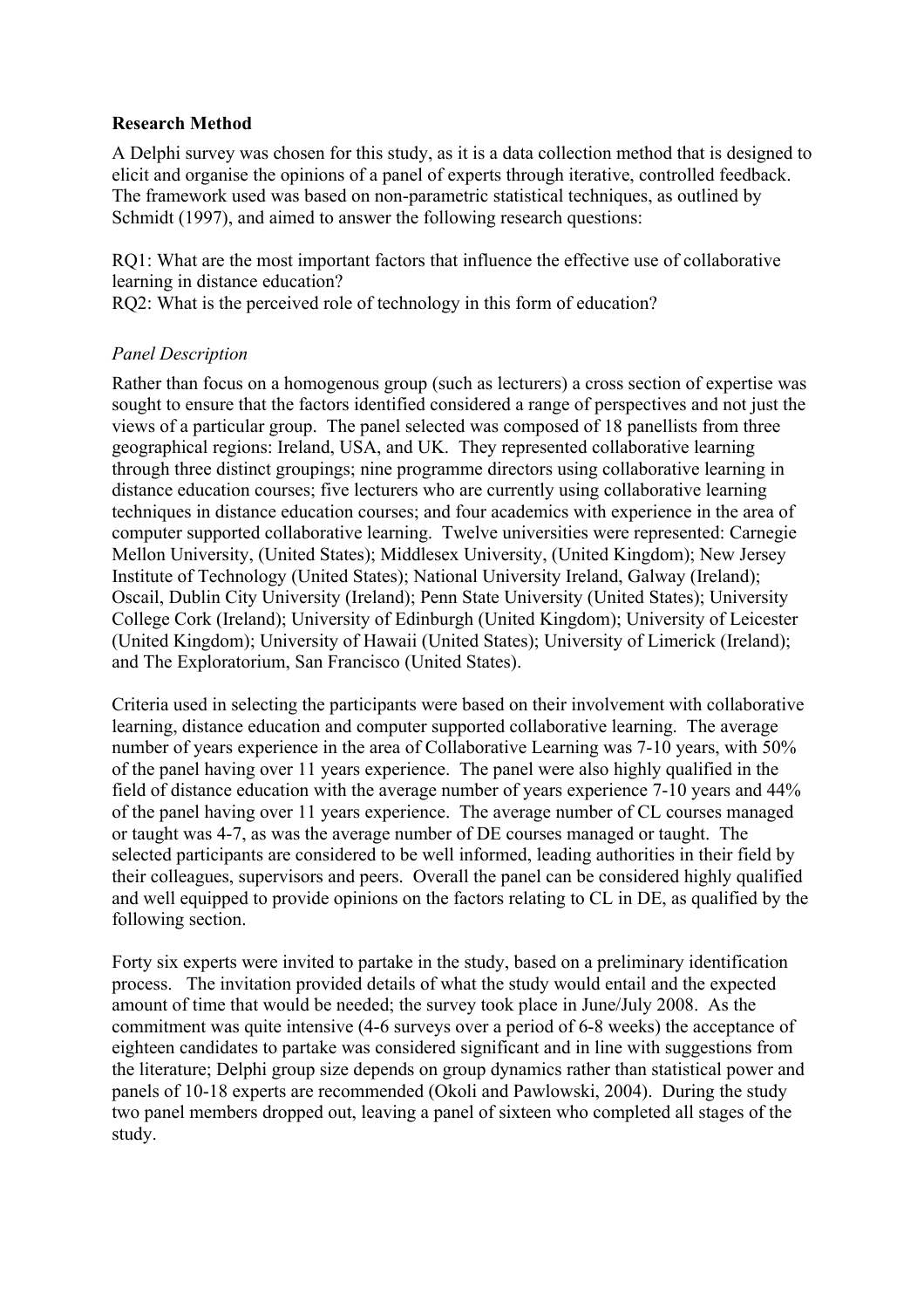**Research Method**

A Delphi survey was chosen for this study, as it is a data collection method that is designed to elicit and organise the opinions of a panel of experts through iterative, controlled feedback. The framework used was based on non-parametric statistical techniques, as outlined by Schmidt (1997), and aimed to answer the following research questions:

RQ1: What are the most important factors that influence the effective use of collaborative learning in distance education?
RQ2: What is the perceived role of technology in this form of education?

*Panel Description*

Rather than focus on a homogenous group (such as lecturers) a cross section of expertise was sought to ensure that the factors identified considered a range of perspectives and not just the views of a particular group. The panel selected was composed of 18 panellists from three geographical regions: Ireland, USA, and UK. They represented collaborative learning through three distinct groupings; nine programme directors using collaborative learning in distance education courses; five lecturers who are currently using collaborative learning techniques in distance education courses; and four academics with experience in the area of computer supported collaborative learning. Twelve universities were represented: Carnegie Mellon University, (United States); Middlesex University, (United Kingdom); New Jersey Institute of Technology (United States); National University Ireland, Galway (Ireland); Oscail, Dublin City University (Ireland); Penn State University (United States); University College Cork (Ireland); University of Edinburgh (United Kingdom); University of Leicester (United Kingdom); University of Hawaii (United States); University of Limerick (Ireland); and The Exploratorium, San Francisco (United States).

Criteria used in selecting the participants were based on their involvement with collaborative learning, distance education and computer supported collaborative learning. The average number of years experience in the area of Collaborative Learning was 7-10 years, with 50% of the panel having over 11 years experience. The panel were also highly qualified in the field of distance education with the average number of years experience 7-10 years and 44% of the panel having over 11 years experience. The average number of CL courses managed or taught was 4-7, as was the average number of DE courses managed or taught. The selected participants are considered to be well informed, leading authorities in their field by their colleagues, supervisors and peers. Overall the panel can be considered highly qualified and well equipped to provide opinions on the factors relating to CL in DE, as qualified by the following section.

Forty six experts were invited to partake in the study, based on a preliminary identification process. The invitation provided details of what the study would entail and the expected amount of time that would be needed; the survey took place in June/July 2008. As the commitment was quite intensive (4-6 surveys over a period of 6-8 weeks) the acceptance of eighteen candidates to partake was considered significant and in line with suggestions from the literature; Delphi group size depends on group dynamics rather than statistical power and panels of 10-18 experts are recommended (Okoli and Pawlowski, 2004). During the study two panel members dropped out, leaving a panel of sixteen who completed all stages of the study.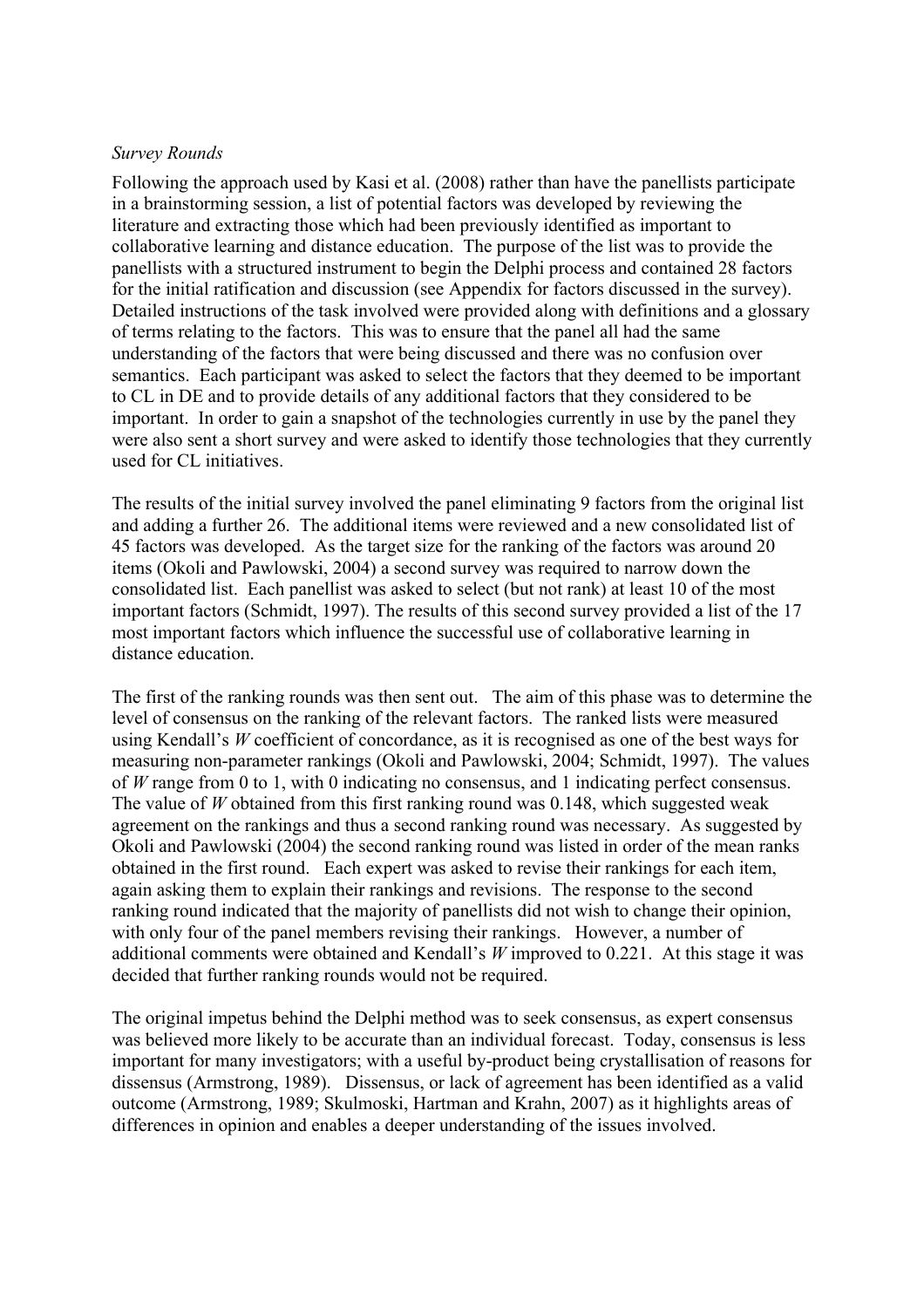*Survey Rounds*

Following the approach used by Kasi et al. (2008) rather than have the panellists participate in a brainstorming session, a list of potential factors was developed by reviewing the literature and extracting those which had been previously identified as important to collaborative learning and distance education. The purpose of the list was to provide the panellists with a structured instrument to begin the Delphi process and contained 28 factors for the initial ratification and discussion (see Appendix for factors discussed in the survey). Detailed instructions of the task involved were provided along with definitions and a glossary of terms relating to the factors. This was to ensure that the panel all had the same understanding of the factors that were being discussed and there was no confusion over semantics. Each participant was asked to select the factors that they deemed to be important to CL in DE and to provide details of any additional factors that they considered to be important. In order to gain a snapshot of the technologies currently in use by the panel they were also sent a short survey and were asked to identify those technologies that they currently used for CL initiatives.

The results of the initial survey involved the panel eliminating 9 factors from the original list and adding a further 26. The additional items were reviewed and a new consolidated list of 45 factors was developed. As the target size for the ranking of the factors was around 20 items (Okoli and Pawlowski, 2004) a second survey was required to narrow down the consolidated list. Each panellist was asked to select (but not rank) at least 10 of the most important factors (Schmidt, 1997). The results of this second survey provided a list of the 17 most important factors which influence the successful use of collaborative learning in distance education.

The first of the ranking rounds was then sent out. The aim of this phase was to determine the level of consensus on the ranking of the relevant factors. The ranked lists were measured using Kendall's *W* coefficient of concordance, as it is recognised as one of the best ways for measuring non-parameter rankings (Okoli and Pawlowski, 2004; Schmidt, 1997). The values of *W* range from 0 to 1, with 0 indicating no consensus, and 1 indicating perfect consensus. The value of *W* obtained from this first ranking round was 0.148, which suggested weak agreement on the rankings and thus a second ranking round was necessary. As suggested by Okoli and Pawlowski (2004) the second ranking round was listed in order of the mean ranks obtained in the first round. Each expert was asked to revise their rankings for each item, again asking them to explain their rankings and revisions. The response to the second ranking round indicated that the majority of panellists did not wish to change their opinion, with only four of the panel members revising their rankings. However, a number of additional comments were obtained and Kendall's *W* improved to 0.221. At this stage it was decided that further ranking rounds would not be required.

The original impetus behind the Delphi method was to seek consensus, as expert consensus was believed more likely to be accurate than an individual forecast. Today, consensus is less important for many investigators; with a useful by-product being crystallisation of reasons for dissensus (Armstrong, 1989). Dissensus, or lack of agreement has been identified as a valid outcome (Armstrong, 1989; Skulmoski, Hartman and Krahn, 2007) as it highlights areas of differences in opinion and enables a deeper understanding of the issues involved.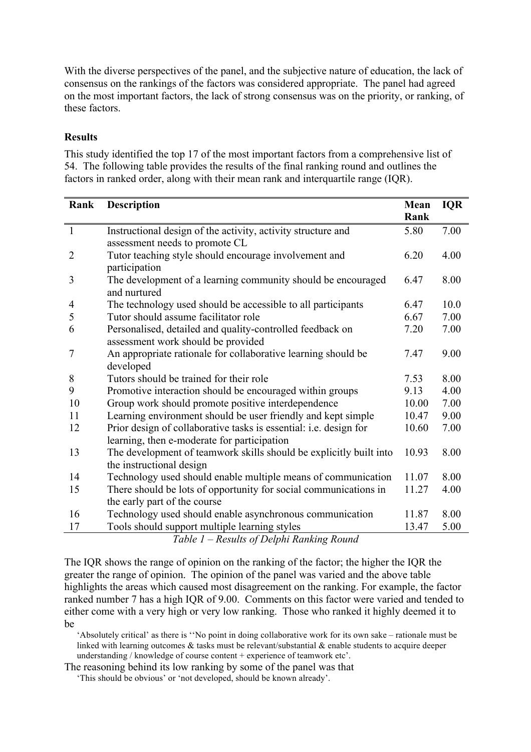With the diverse perspectives of the panel, and the subjective nature of education, the lack of consensus on the rankings of the factors was considered appropriate. The panel had agreed on the most important factors, the lack of strong consensus was on the priority, or ranking, of these factors.

**Results**

This study identified the top 17 of the most important factors from a comprehensive list of 54. The following table provides the results of the final ranking round and outlines the factors in ranked order, along with their mean rank and interquartile range (IQR).

| Rank | Description | Mean Rank | IQR |
|---|---|---|---|
| 1 | Instructional design of the activity, activity structure and assessment needs to promote CL | 5.80 | 7.00 |
| 2 | Tutor teaching style should encourage involvement and participation | 6.20 | 4.00 |
| 3 | The development of a learning community should be encouraged and nurtured | 6.47 | 8.00 |
| 4 | The technology used should be accessible to all participants | 6.47 | 10.0 |
| 5 | Tutor should assume facilitator role | 6.67 | 7.00 |
| 6 | Personalised, detailed and quality-controlled feedback on assessment work should be provided | 7.20 | 7.00 |
| 7 | An appropriate rationale for collaborative learning should be developed | 7.47 | 9.00 |
| 8 | Tutors should be trained for their role | 7.53 | 8.00 |
| 9 | Promotive interaction should be encouraged within groups | 9.13 | 4.00 |
| 10 | Group work should promote positive interdependence | 10.00 | 7.00 |
| 11 | Learning environment should be user friendly and kept simple | 10.47 | 9.00 |
| 12 | Prior design of collaborative tasks is essential: i.e. design for learning, then e-moderate for participation | 10.60 | 7.00 |
| 13 | The development of teamwork skills should be explicitly built into the instructional design | 10.93 | 8.00 |
| 14 | Technology used should enable multiple means of communication | 11.07 | 8.00 |
| 15 | There should be lots of opportunity for social communications in the early part of the course | 11.27 | 4.00 |
| 16 | Technology used should enable asynchronous communication | 11.87 | 8.00 |
| 17 | Tools should support multiple learning styles | 13.47 | 5.00 |

*Table 1 – Results of Delphi Ranking Round*

The IQR shows the range of opinion on the ranking of the factor; the higher the IQR the greater the range of opinion. The opinion of the panel was varied and the above table highlights the areas which caused most disagreement on the ranking. For example, the factor ranked number 7 has a high IQR of 9.00. Comments on this factor were varied and tended to either come with a very high or very low ranking. Those who ranked it highly deemed it to be

> 'Absolutely critical' as there is ''No point in doing collaborative work for its own sake – rationale must be linked with learning outcomes & tasks must be relevant/substantial & enable students to acquire deeper understanding / knowledge of course content + experience of teamwork etc'.

The reasoning behind its low ranking by some of the panel was that

> 'This should be obvious' or 'not developed, should be known already'.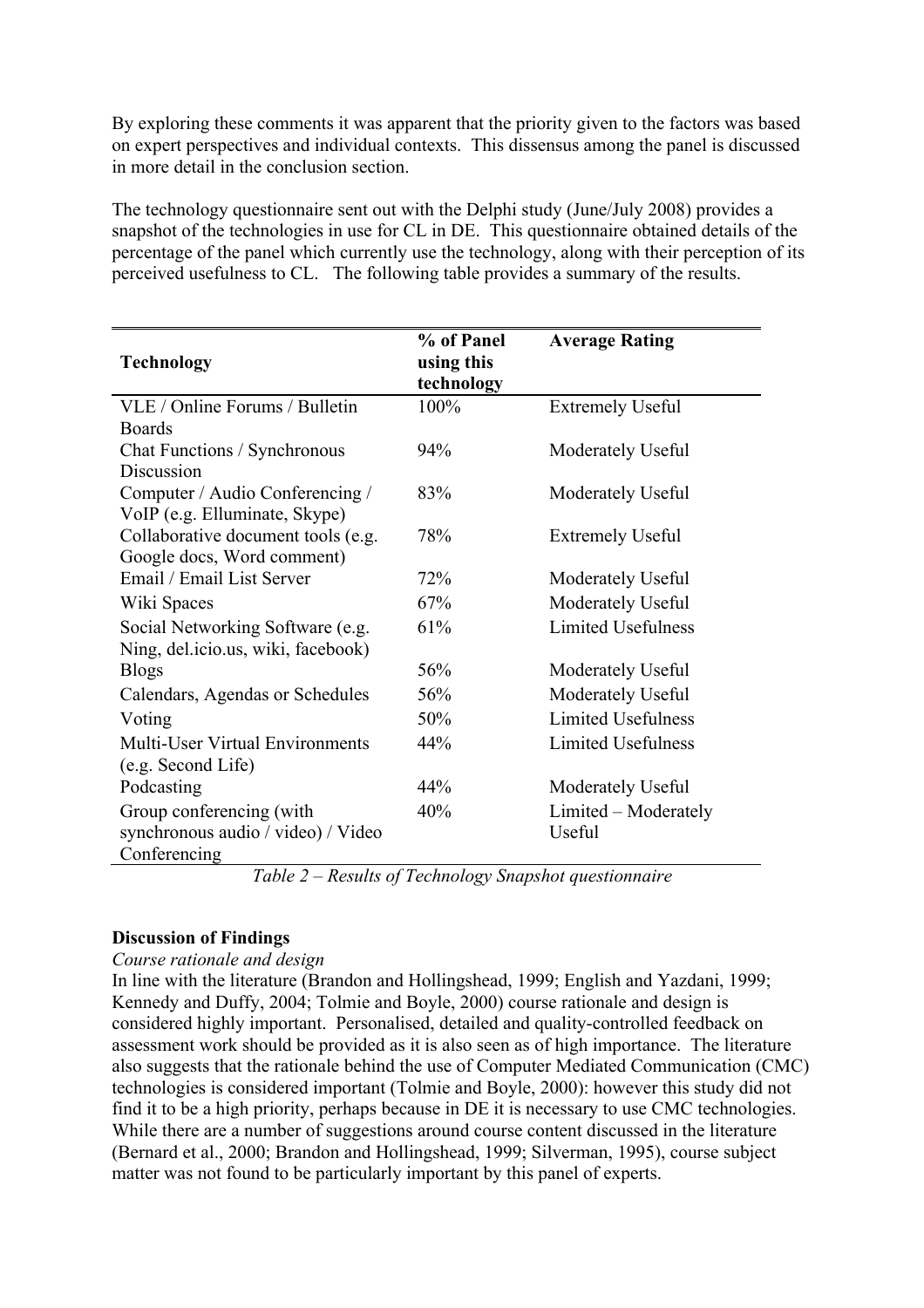By exploring these comments it was apparent that the priority given to the factors was based on expert perspectives and individual contexts. This dissensus among the panel is discussed in more detail in the conclusion section.

The technology questionnaire sent out with the Delphi study (June/July 2008) provides a snapshot of the technologies in use for CL in DE. This questionnaire obtained details of the percentage of the panel which currently use the technology, along with their perception of its perceived usefulness to CL. The following table provides a summary of the results.

| Technology | % of Panel using this technology | Average Rating |
|---|---|---|
| VLE / Online Forums / Bulletin Boards | 100% | Extremely Useful |
| Chat Functions / Synchronous Discussion | 94% | Moderately Useful |
| Computer / Audio Conferencing / VoIP (e.g. Elluminate, Skype) | 83% | Moderately Useful |
| Collaborative document tools (e.g. Google docs, Word comment) | 78% | Extremely Useful |
| Email / Email List Server | 72% | Moderately Useful |
| Wiki Spaces | 67% | Moderately Useful |
| Social Networking Software (e.g. Ning, del.icio.us, wiki, facebook) | 61% | Limited Usefulness |
| Blogs | 56% | Moderately Useful |
| Calendars, Agendas or Schedules | 56% | Moderately Useful |
| Voting | 50% | Limited Usefulness |
| Multi-User Virtual Environments (e.g. Second Life) | 44% | Limited Usefulness |
| Podcasting | 44% | Moderately Useful |
| Group conferencing (with synchronous audio / video) / Video Conferencing | 40% | Limited – Moderately Useful |

*Table 2 – Results of Technology Snapshot questionnaire*

**Discussion of Findings**

*Course rationale and design*

In line with the literature (Brandon and Hollingshead, 1999; English and Yazdani, 1999; Kennedy and Duffy, 2004; Tolmie and Boyle, 2000) course rationale and design is considered highly important. Personalised, detailed and quality-controlled feedback on assessment work should be provided as it is also seen as of high importance. The literature also suggests that the rationale behind the use of Computer Mediated Communication (CMC) technologies is considered important (Tolmie and Boyle, 2000): however this study did not find it to be a high priority, perhaps because in DE it is necessary to use CMC technologies. While there are a number of suggestions around course content discussed in the literature (Bernard et al., 2000; Brandon and Hollingshead, 1999; Silverman, 1995), course subject matter was not found to be particularly important by this panel of experts.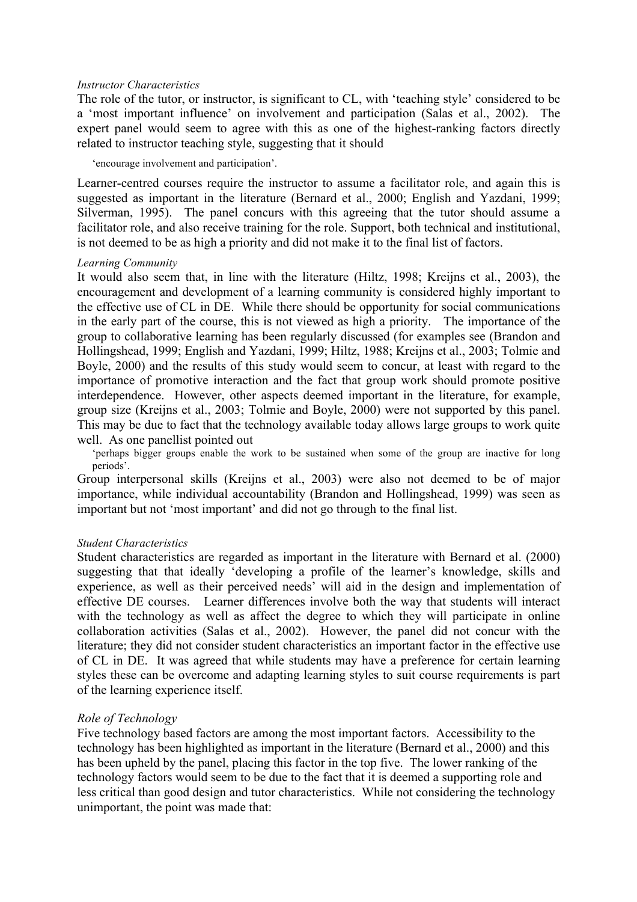*Instructor Characteristics*

The role of the tutor, or instructor, is significant to CL, with 'teaching style' considered to be a 'most important influence' on involvement and participation (Salas et al., 2002). The expert panel would seem to agree with this as one of the highest-ranking factors directly related to instructor teaching style, suggesting that it should

> 'encourage involvement and participation'.

Learner-centred courses require the instructor to assume a facilitator role, and again this is suggested as important in the literature (Bernard et al., 2000; English and Yazdani, 1999; Silverman, 1995). The panel concurs with this agreeing that the tutor should assume a facilitator role, and also receive training for the role. Support, both technical and institutional, is not deemed to be as high a priority and did not make it to the final list of factors.

*Learning Community*

It would also seem that, in line with the literature (Hiltz, 1998; Kreijns et al., 2003), the encouragement and development of a learning community is considered highly important to the effective use of CL in DE. While there should be opportunity for social communications in the early part of the course, this is not viewed as high a priority. The importance of the group to collaborative learning has been regularly discussed (for examples see (Brandon and Hollingshead, 1999; English and Yazdani, 1999; Hiltz, 1988; Kreijns et al., 2003; Tolmie and Boyle, 2000) and the results of this study would seem to concur, at least with regard to the importance of promotive interaction and the fact that group work should promote positive interdependence. However, other aspects deemed important in the literature, for example, group size (Kreijns et al., 2003; Tolmie and Boyle, 2000) were not supported by this panel. This may be due to fact that the technology available today allows large groups to work quite well. As one panellist pointed out

> 'perhaps bigger groups enable the work to be sustained when some of the group are inactive for long periods'.

Group interpersonal skills (Kreijns et al., 2003) were also not deemed to be of major importance, while individual accountability (Brandon and Hollingshead, 1999) was seen as important but not 'most important' and did not go through to the final list.

*Student Characteristics*

Student characteristics are regarded as important in the literature with Bernard et al. (2000) suggesting that that ideally 'developing a profile of the learner's knowledge, skills and experience, as well as their perceived needs' will aid in the design and implementation of effective DE courses. Learner differences involve both the way that students will interact with the technology as well as affect the degree to which they will participate in online collaboration activities (Salas et al., 2002). However, the panel did not concur with the literature; they did not consider student characteristics an important factor in the effective use of CL in DE. It was agreed that while students may have a preference for certain learning styles these can be overcome and adapting learning styles to suit course requirements is part of the learning experience itself.

*Role of Technology*

Five technology based factors are among the most important factors. Accessibility to the technology has been highlighted as important in the literature (Bernard et al., 2000) and this has been upheld by the panel, placing this factor in the top five. The lower ranking of the technology factors would seem to be due to the fact that it is deemed a supporting role and less critical than good design and tutor characteristics. While not considering the technology unimportant, the point was made that: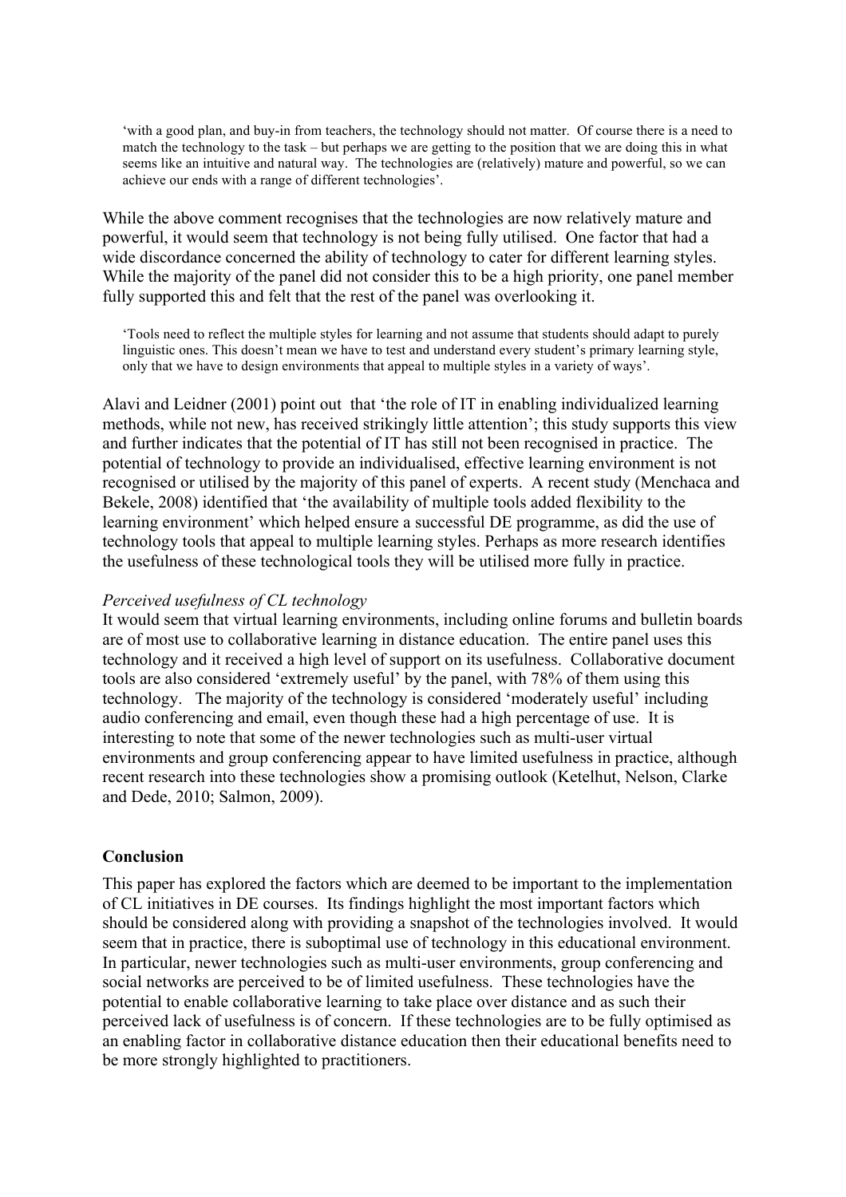> 'with a good plan, and buy-in from teachers, the technology should not matter. Of course there is a need to match the technology to the task – but perhaps we are getting to the position that we are doing this in what seems like an intuitive and natural way. The technologies are (relatively) mature and powerful, so we can achieve our ends with a range of different technologies'.

While the above comment recognises that the technologies are now relatively mature and powerful, it would seem that technology is not being fully utilised. One factor that had a wide discordance concerned the ability of technology to cater for different learning styles. While the majority of the panel did not consider this to be a high priority, one panel member fully supported this and felt that the rest of the panel was overlooking it.

> 'Tools need to reflect the multiple styles for learning and not assume that students should adapt to purely linguistic ones. This doesn't mean we have to test and understand every student's primary learning style, only that we have to design environments that appeal to multiple styles in a variety of ways'.

Alavi and Leidner (2001) point out that 'the role of IT in enabling individualized learning methods, while not new, has received strikingly little attention'; this study supports this view and further indicates that the potential of IT has still not been recognised in practice. The potential of technology to provide an individualised, effective learning environment is not recognised or utilised by the majority of this panel of experts. A recent study (Menchaca and Bekele, 2008) identified that 'the availability of multiple tools added flexibility to the learning environment' which helped ensure a successful DE programme, as did the use of technology tools that appeal to multiple learning styles. Perhaps as more research identifies the usefulness of these technological tools they will be utilised more fully in practice.

*Perceived usefulness of CL technology*

It would seem that virtual learning environments, including online forums and bulletin boards are of most use to collaborative learning in distance education. The entire panel uses this technology and it received a high level of support on its usefulness. Collaborative document tools are also considered 'extremely useful' by the panel, with 78% of them using this technology. The majority of the technology is considered 'moderately useful' including audio conferencing and email, even though these had a high percentage of use. It is interesting to note that some of the newer technologies such as multi-user virtual environments and group conferencing appear to have limited usefulness in practice, although recent research into these technologies show a promising outlook (Ketelhut, Nelson, Clarke and Dede, 2010; Salmon, 2009).

## Conclusion

This paper has explored the factors which are deemed to be important to the implementation of CL initiatives in DE courses. Its findings highlight the most important factors which should be considered along with providing a snapshot of the technologies involved. It would seem that in practice, there is suboptimal use of technology in this educational environment. In particular, newer technologies such as multi-user environments, group conferencing and social networks are perceived to be of limited usefulness. These technologies have the potential to enable collaborative learning to take place over distance and as such their perceived lack of usefulness is of concern. If these technologies are to be fully optimised as an enabling factor in collaborative distance education then their educational benefits need to be more strongly highlighted to practitioners.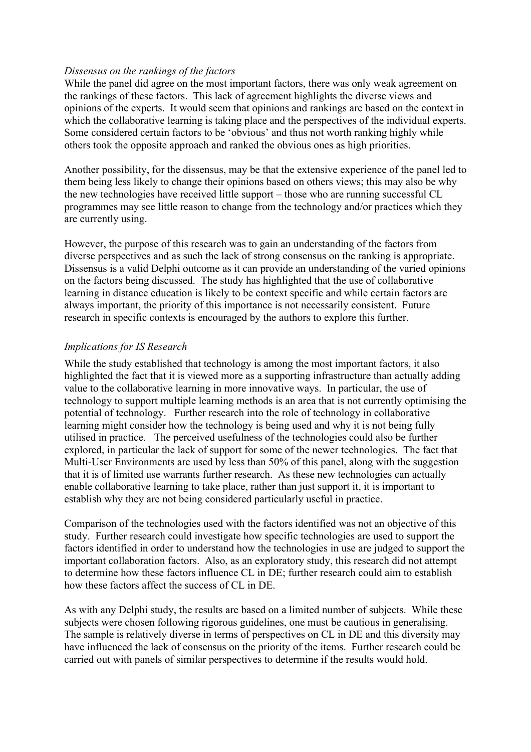*Dissensus on the rankings of the factors*

While the panel did agree on the most important factors, there was only weak agreement on the rankings of these factors. This lack of agreement highlights the diverse views and opinions of the experts. It would seem that opinions and rankings are based on the context in which the collaborative learning is taking place and the perspectives of the individual experts. Some considered certain factors to be 'obvious' and thus not worth ranking highly while others took the opposite approach and ranked the obvious ones as high priorities.

Another possibility, for the dissensus, may be that the extensive experience of the panel led to them being less likely to change their opinions based on others views; this may also be why the new technologies have received little support – those who are running successful CL programmes may see little reason to change from the technology and/or practices which they are currently using.

However, the purpose of this research was to gain an understanding of the factors from diverse perspectives and as such the lack of strong consensus on the ranking is appropriate. Dissensus is a valid Delphi outcome as it can provide an understanding of the varied opinions on the factors being discussed. The study has highlighted that the use of collaborative learning in distance education is likely to be context specific and while certain factors are always important, the priority of this importance is not necessarily consistent. Future research in specific contexts is encouraged by the authors to explore this further.

*Implications for IS Research*

While the study established that technology is among the most important factors, it also highlighted the fact that it is viewed more as a supporting infrastructure than actually adding value to the collaborative learning in more innovative ways. In particular, the use of technology to support multiple learning methods is an area that is not currently optimising the potential of technology. Further research into the role of technology in collaborative learning might consider how the technology is being used and why it is not being fully utilised in practice. The perceived usefulness of the technologies could also be further explored, in particular the lack of support for some of the newer technologies. The fact that Multi-User Environments are used by less than 50% of this panel, along with the suggestion that it is of limited use warrants further research. As these new technologies can actually enable collaborative learning to take place, rather than just support it, it is important to establish why they are not being considered particularly useful in practice.

Comparison of the technologies used with the factors identified was not an objective of this study. Further research could investigate how specific technologies are used to support the factors identified in order to understand how the technologies in use are judged to support the important collaboration factors. Also, as an exploratory study, this research did not attempt to determine how these factors influence CL in DE; further research could aim to establish how these factors affect the success of CL in DE.

As with any Delphi study, the results are based on a limited number of subjects. While these subjects were chosen following rigorous guidelines, one must be cautious in generalising. The sample is relatively diverse in terms of perspectives on CL in DE and this diversity may have influenced the lack of consensus on the priority of the items. Further research could be carried out with panels of similar perspectives to determine if the results would hold.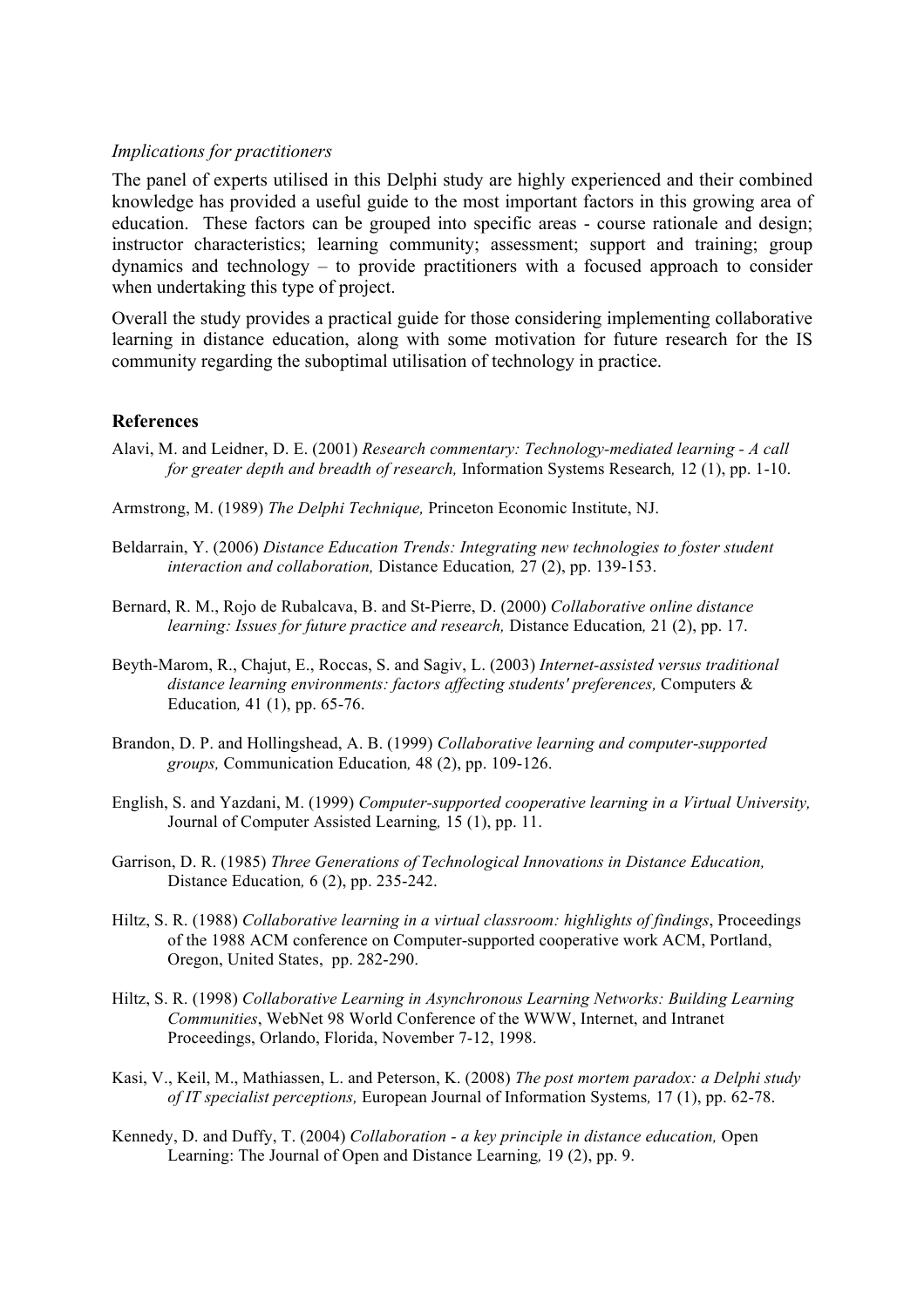*Implications for practitioners*

The panel of experts utilised in this Delphi study are highly experienced and their combined knowledge has provided a useful guide to the most important factors in this growing area of education. These factors can be grouped into specific areas - course rationale and design; instructor characteristics; learning community; assessment; support and training; group dynamics and technology – to provide practitioners with a focused approach to consider when undertaking this type of project.

Overall the study provides a practical guide for those considering implementing collaborative learning in distance education, along with some motivation for future research for the IS community regarding the suboptimal utilisation of technology in practice.

## References

Alavi, M. and Leidner, D. E. (2001) *Research commentary: Technology-mediated learning - A call for greater depth and breadth of research,* Information Systems Research*,* 12 (1), pp. 1-10.

Armstrong, M. (1989) *The Delphi Technique,* Princeton Economic Institute, NJ.

Beldarrain, Y. (2006) *Distance Education Trends: Integrating new technologies to foster student interaction and collaboration,* Distance Education*,* 27 (2), pp. 139-153.

Bernard, R. M., Rojo de Rubalcava, B. and St-Pierre, D. (2000) *Collaborative online distance learning: Issues for future practice and research,* Distance Education*,* 21 (2), pp. 17.

Beyth-Marom, R., Chajut, E., Roccas, S. and Sagiv, L. (2003) *Internet-assisted versus traditional distance learning environments: factors affecting students' preferences,* Computers & Education*,* 41 (1), pp. 65-76.

Brandon, D. P. and Hollingshead, A. B. (1999) *Collaborative learning and computer-supported groups,* Communication Education*,* 48 (2), pp. 109-126.

English, S. and Yazdani, M. (1999) *Computer-supported cooperative learning in a Virtual University,* Journal of Computer Assisted Learning*,* 15 (1), pp. 11.

Garrison, D. R. (1985) *Three Generations of Technological Innovations in Distance Education,* Distance Education*,* 6 (2), pp. 235-242.

Hiltz, S. R. (1988) *Collaborative learning in a virtual classroom: highlights of findings*, Proceedings of the 1988 ACM conference on Computer-supported cooperative work ACM, Portland, Oregon, United States, pp. 282-290.

Hiltz, S. R. (1998) *Collaborative Learning in Asynchronous Learning Networks: Building Learning Communities*, WebNet 98 World Conference of the WWW, Internet, and Intranet Proceedings, Orlando, Florida, November 7-12, 1998.

Kasi, V., Keil, M., Mathiassen, L. and Peterson, K. (2008) *The post mortem paradox: a Delphi study of IT specialist perceptions,* European Journal of Information Systems*,* 17 (1), pp. 62-78.

Kennedy, D. and Duffy, T. (2004) *Collaboration - a key principle in distance education,* Open Learning: The Journal of Open and Distance Learning*,* 19 (2), pp. 9.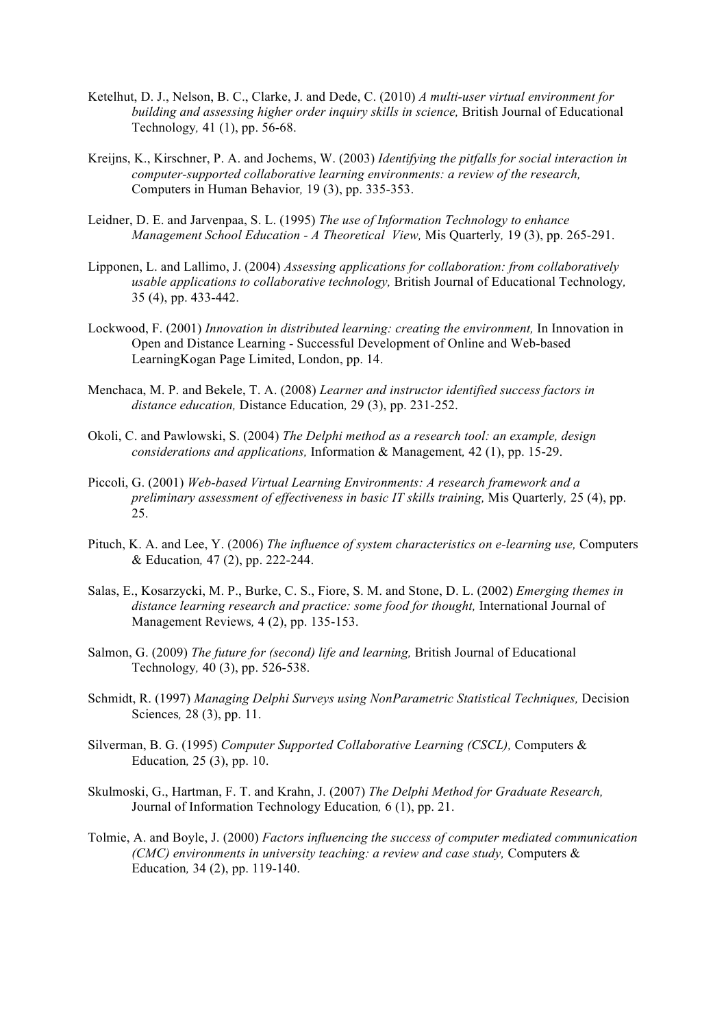Ketelhut, D. J., Nelson, B. C., Clarke, J. and Dede, C. (2010) *A multi-user virtual environment for building and assessing higher order inquiry skills in science,* British Journal of Educational Technology*,* 41 (1), pp. 56-68.

Kreijns, K., Kirschner, P. A. and Jochems, W. (2003) *Identifying the pitfalls for social interaction in computer-supported collaborative learning environments: a review of the research,* Computers in Human Behavior*,* 19 (3), pp. 335-353.

Leidner, D. E. and Jarvenpaa, S. L. (1995) *The use of Information Technology to enhance Management School Education - A Theoretical View,* Mis Quarterly*,* 19 (3), pp. 265-291.

Lipponen, L. and Lallimo, J. (2004) *Assessing applications for collaboration: from collaboratively usable applications to collaborative technology,* British Journal of Educational Technology*,* 35 (4), pp. 433-442.

Lockwood, F. (2001) *Innovation in distributed learning: creating the environment,* In Innovation in Open and Distance Learning - Successful Development of Online and Web-based LearningKogan Page Limited, London, pp. 14.

Menchaca, M. P. and Bekele, T. A. (2008) *Learner and instructor identified success factors in distance education,* Distance Education*,* 29 (3), pp. 231-252.

Okoli, C. and Pawlowski, S. (2004) *The Delphi method as a research tool: an example, design considerations and applications,* Information & Management*,* 42 (1), pp. 15-29.

Piccoli, G. (2001) *Web-based Virtual Learning Environments: A research framework and a preliminary assessment of effectiveness in basic IT skills training,* Mis Quarterly*,* 25 (4), pp. 25.

Pituch, K. A. and Lee, Y. (2006) *The influence of system characteristics on e-learning use,* Computers & Education*,* 47 (2), pp. 222-244.

Salas, E., Kosarzycki, M. P., Burke, C. S., Fiore, S. M. and Stone, D. L. (2002) *Emerging themes in distance learning research and practice: some food for thought,* International Journal of Management Reviews*,* 4 (2), pp. 135-153.

Salmon, G. (2009) *The future for (second) life and learning,* British Journal of Educational Technology*,* 40 (3), pp. 526-538.

Schmidt, R. (1997) *Managing Delphi Surveys using NonParametric Statistical Techniques,* Decision Sciences*,* 28 (3), pp. 11.

Silverman, B. G. (1995) *Computer Supported Collaborative Learning (CSCL),* Computers & Education*,* 25 (3), pp. 10.

Skulmoski, G., Hartman, F. T. and Krahn, J. (2007) *The Delphi Method for Graduate Research,* Journal of Information Technology Education*,* 6 (1), pp. 21.

Tolmie, A. and Boyle, J. (2000) *Factors influencing the success of computer mediated communication (CMC) environments in university teaching: a review and case study,* Computers & Education*,* 34 (2), pp. 119-140.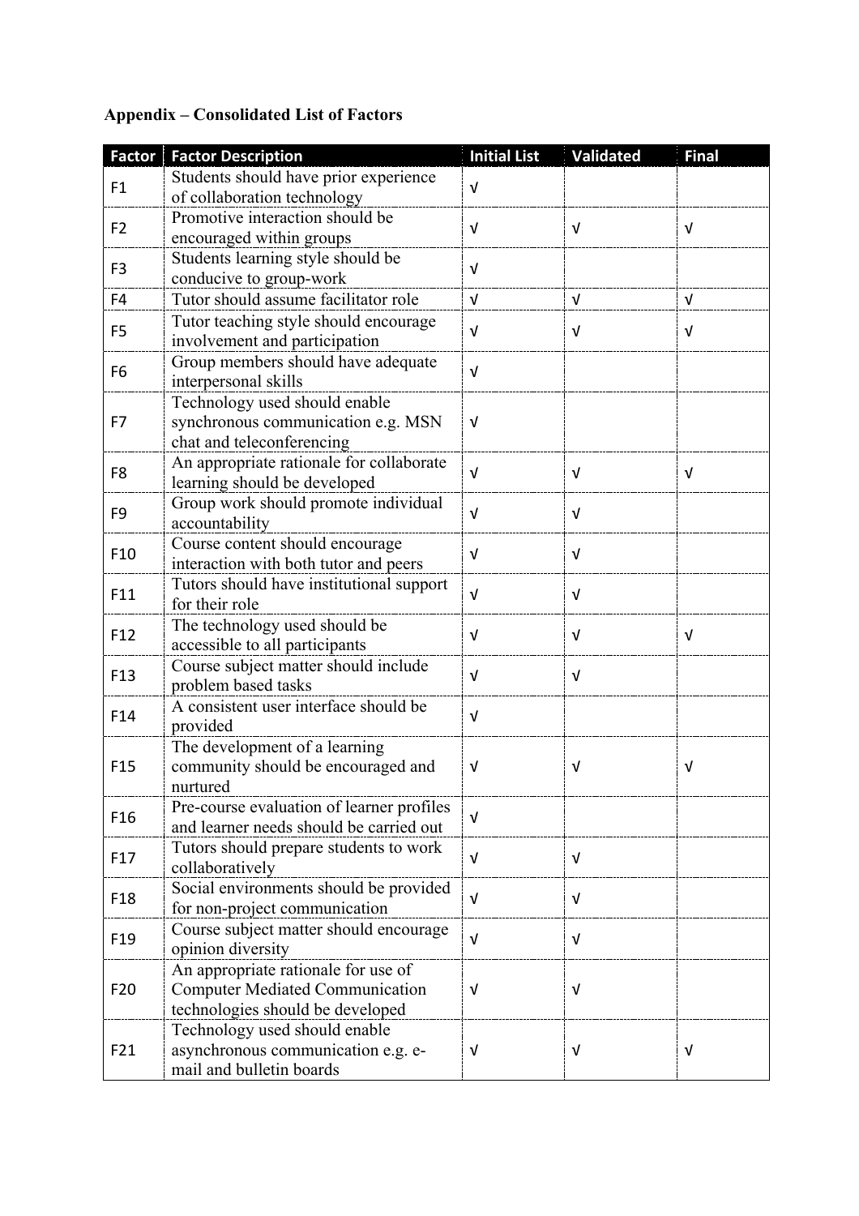**Appendix – Consolidated List of Factors**

| Factor | Factor Description | Initial List | Validated | Final |
|---|---|---|---|---|
| F1 | Students should have prior experience of collaboration technology | √ | | |
| F2 | Promotive interaction should be encouraged within groups | √ | √ | √ |
| F3 | Students learning style should be conducive to group-work | √ | | |
| F4 | Tutor should assume facilitator role | √ | √ | √ |
| F5 | Tutor teaching style should encourage involvement and participation | √ | √ | √ |
| F6 | Group members should have adequate interpersonal skills | √ | | |
| F7 | Technology used should enable synchronous communication e.g. MSN chat and teleconferencing | √ | | |
| F8 | An appropriate rationale for collaborate learning should be developed | √ | √ | √ |
| F9 | Group work should promote individual accountability | √ | √ | |
| F10 | Course content should encourage interaction with both tutor and peers | √ | √ | |
| F11 | Tutors should have institutional support for their role | √ | √ | |
| F12 | The technology used should be accessible to all participants | √ | √ | √ |
| F13 | Course subject matter should include problem based tasks | √ | √ | |
| F14 | A consistent user interface should be provided | √ | | |
| F15 | The development of a learning community should be encouraged and nurtured | √ | √ | √ |
| F16 | Pre-course evaluation of learner profiles and learner needs should be carried out | √ | | |
| F17 | Tutors should prepare students to work collaboratively | √ | √ | |
| F18 | Social environments should be provided for non-project communication | √ | √ | |
| F19 | Course subject matter should encourage opinion diversity | √ | √ | |
| F20 | An appropriate rationale for use of Computer Mediated Communication technologies should be developed | √ | √ | |
| F21 | Technology used should enable asynchronous communication e.g. e-mail and bulletin boards | √ | √ | √ |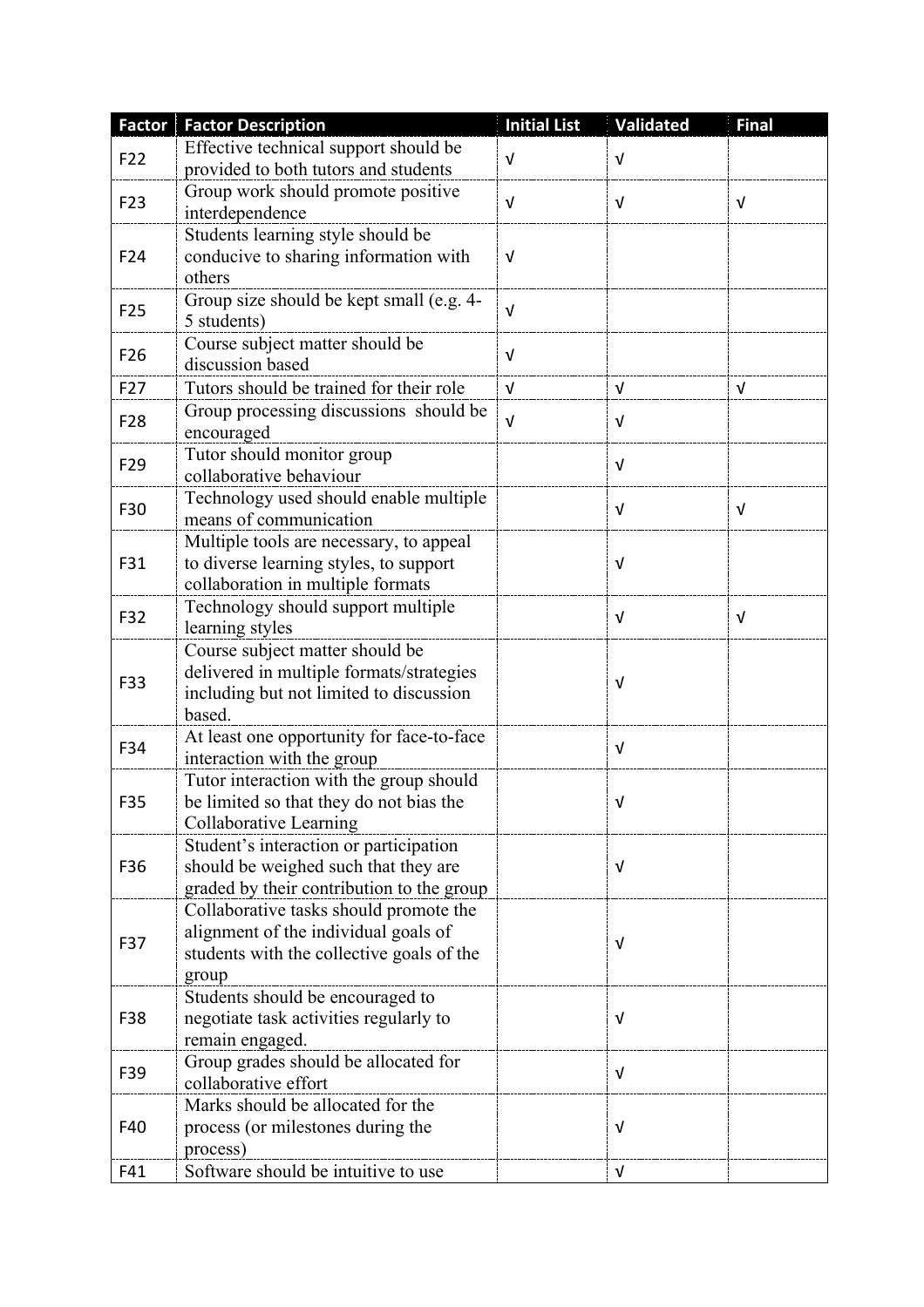| Factor | Factor Description | Initial List | Validated | Final |
|---|---|---|---|---|
| F22 | Effective technical support should be provided to both tutors and students | √ | √ | |
| F23 | Group work should promote positive interdependence | √ | √ | √ |
| F24 | Students learning style should be conducive to sharing information with others | √ | | |
| F25 | Group size should be kept small (e.g. 4-5 students) | √ | | |
| F26 | Course subject matter should be discussion based | √ | | |
| F27 | Tutors should be trained for their role | √ | √ | √ |
| F28 | Group processing discussions should be encouraged | √ | √ | |
| F29 | Tutor should monitor group collaborative behaviour | | √ | |
| F30 | Technology used should enable multiple means of communication | | √ | √ |
| F31 | Multiple tools are necessary, to appeal to diverse learning styles, to support collaboration in multiple formats | | √ | |
| F32 | Technology should support multiple learning styles | | √ | √ |
| F33 | Course subject matter should be delivered in multiple formats/strategies including but not limited to discussion based. | | √ | |
| F34 | At least one opportunity for face-to-face interaction with the group | | √ | |
| F35 | Tutor interaction with the group should be limited so that they do not bias the Collaborative Learning | | √ | |
| F36 | Student's interaction or participation should be weighed such that they are graded by their contribution to the group | | √ | |
| F37 | Collaborative tasks should promote the alignment of the individual goals of students with the collective goals of the group | | √ | |
| F38 | Students should be encouraged to negotiate task activities regularly to remain engaged. | | √ | |
| F39 | Group grades should be allocated for collaborative effort | | √ | |
| F40 | Marks should be allocated for the process (or milestones during the process) | | √ | |
| F41 | Software should be intuitive to use | | √ | |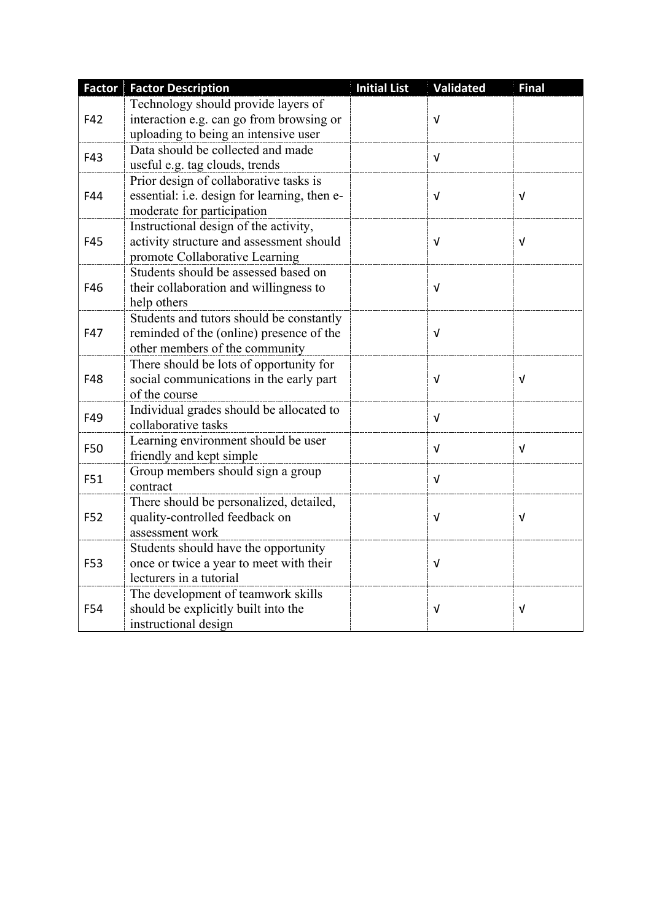| Factor | Factor Description | Initial List | Validated | Final |
|---|---|---|---|---|
| F42 | Technology should provide layers of interaction e.g. can go from browsing or uploading to being an intensive user | | √ | |
| F43 | Data should be collected and made useful e.g. tag clouds, trends | | √ | |
| F44 | Prior design of collaborative tasks is essential: i.e. design for learning, then e-moderate for participation | | √ | √ |
| F45 | Instructional design of the activity, activity structure and assessment should promote Collaborative Learning | | √ | √ |
| F46 | Students should be assessed based on their collaboration and willingness to help others | | √ | |
| F47 | Students and tutors should be constantly reminded of the (online) presence of the other members of the community | | √ | |
| F48 | There should be lots of opportunity for social communications in the early part of the course | | √ | √ |
| F49 | Individual grades should be allocated to collaborative tasks | | √ | |
| F50 | Learning environment should be user friendly and kept simple | | √ | √ |
| F51 | Group members should sign a group contract | | √ | |
| F52 | There should be personalized, detailed, quality-controlled feedback on assessment work | | √ | √ |
| F53 | Students should have the opportunity once or twice a year to meet with their lecturers in a tutorial | | √ | |
| F54 | The development of teamwork skills should be explicitly built into the instructional design | | √ | √ |